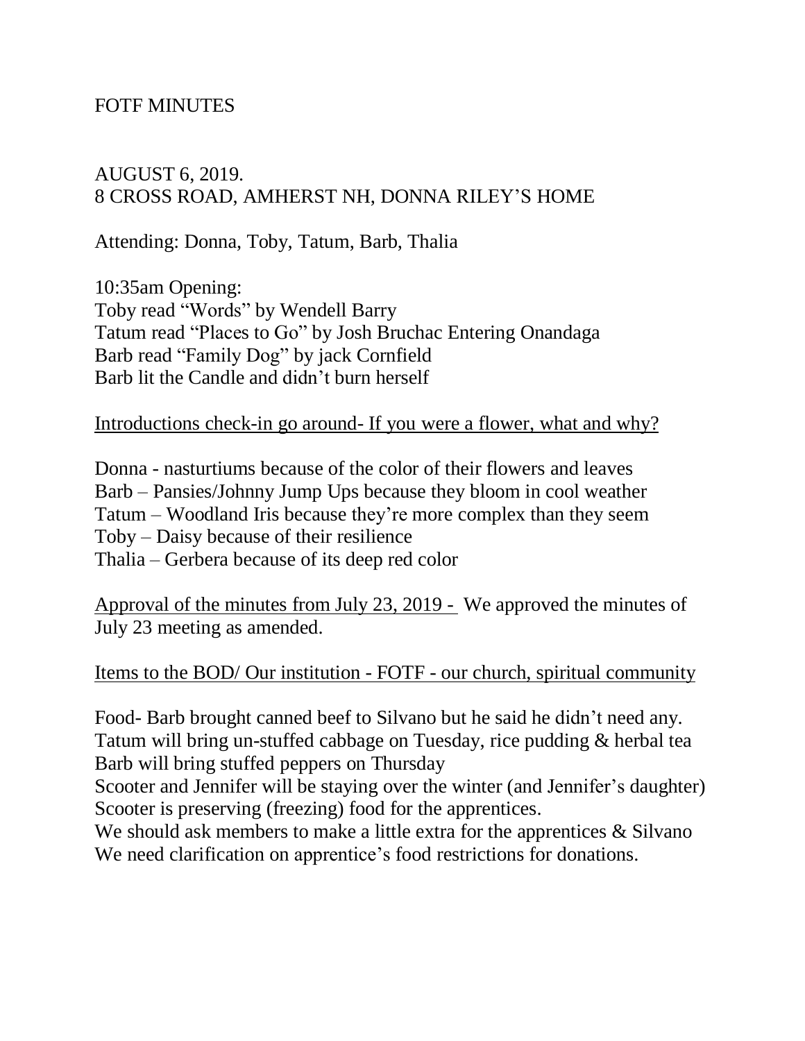# FOTF MINUTES

AUGUST 6, 2019.
8 CROSS ROAD, AMHERST NH, DONNA RILEY'S HOME

Attending: Donna, Toby, Tatum, Barb, Thalia

10:35am Opening:
Toby read "Words" by Wendell Barry
Tatum read "Places to Go" by Josh Bruchac Entering Onandaga
Barb read "Family Dog" by jack Cornfield
Barb lit the Candle and didn't burn herself

<u>Introductions check-in go around- If you were a flower, what and why?</u>

Donna - nasturtiums because of the color of their flowers and leaves
Barb – Pansies/Johnny Jump Ups because they bloom in cool weather
Tatum – Woodland Iris because they're more complex than they seem
Toby – Daisy because of their resilience
Thalia – Gerbera because of its deep red color

<u>Approval of the minutes from July 23, 2019 -</u> We approved the minutes of July 23 meeting as amended.

<u>Items to the BOD/ Our institution - FOTF - our church, spiritual community</u>

Food- Barb brought canned beef to Silvano but he said he didn't need any.
Tatum will bring un-stuffed cabbage on Tuesday, rice pudding & herbal tea
Barb will bring stuffed peppers on Thursday
Scooter and Jennifer will be staying over the winter (and Jennifer's daughter)
Scooter is preserving (freezing) food for the apprentices.
We should ask members to make a little extra for the apprentices & Silvano
We need clarification on apprentice's food restrictions for donations.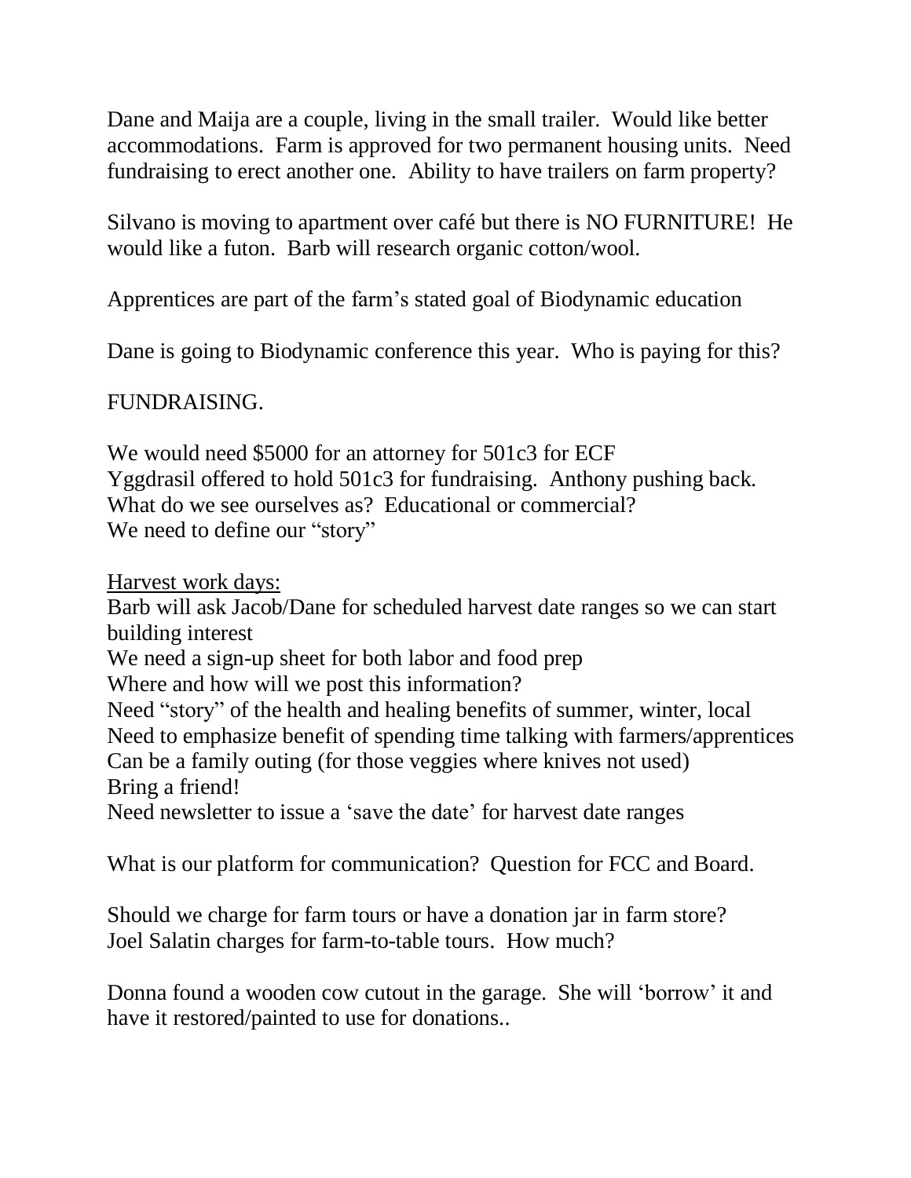Dane and Maija are a couple, living in the small trailer. Would like better accommodations. Farm is approved for two permanent housing units. Need fundraising to erect another one. Ability to have trailers on farm property?

Silvano is moving to apartment over café but there is NO FURNITURE! He would like a futon. Barb will research organic cotton/wool.

Apprentices are part of the farm's stated goal of Biodynamic education

Dane is going to Biodynamic conference this year. Who is paying for this?

FUNDRAISING.

We would need $5000 for an attorney for 501c3 for ECF
Yggdrasil offered to hold 501c3 for fundraising. Anthony pushing back.
What do we see ourselves as? Educational or commercial?
We need to define our "story"

<u>Harvest work days:</u>
Barb will ask Jacob/Dane for scheduled harvest date ranges so we can start building interest
We need a sign-up sheet for both labor and food prep
Where and how will we post this information?
Need "story" of the health and healing benefits of summer, winter, local
Need to emphasize benefit of spending time talking with farmers/apprentices
Can be a family outing (for those veggies where knives not used)
Bring a friend!
Need newsletter to issue a 'save the date' for harvest date ranges

What is our platform for communication? Question for FCC and Board.

Should we charge for farm tours or have a donation jar in farm store?
Joel Salatin charges for farm-to-table tours. How much?

Donna found a wooden cow cutout in the garage. She will 'borrow' it and have it restored/painted to use for donations..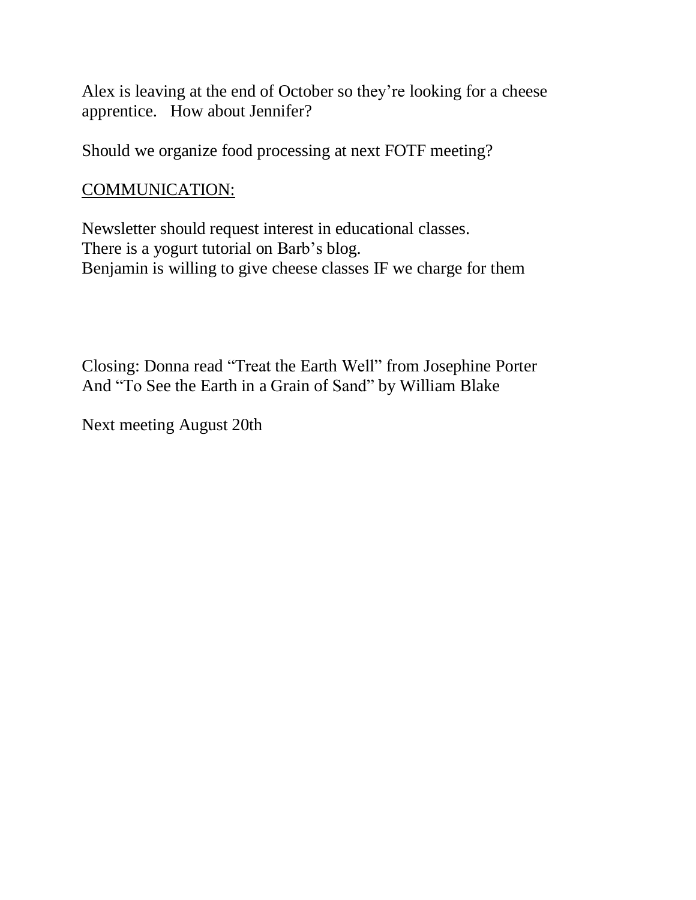Alex is leaving at the end of October so they're looking for a cheese apprentice. How about Jennifer?

Should we organize food processing at next FOTF meeting?

<u>COMMUNICATION:</u>

Newsletter should request interest in educational classes.
There is a yogurt tutorial on Barb's blog.
Benjamin is willing to give cheese classes IF we charge for them

Closing: Donna read "Treat the Earth Well" from Josephine Porter
And "To See the Earth in a Grain of Sand" by William Blake

Next meeting August 20th